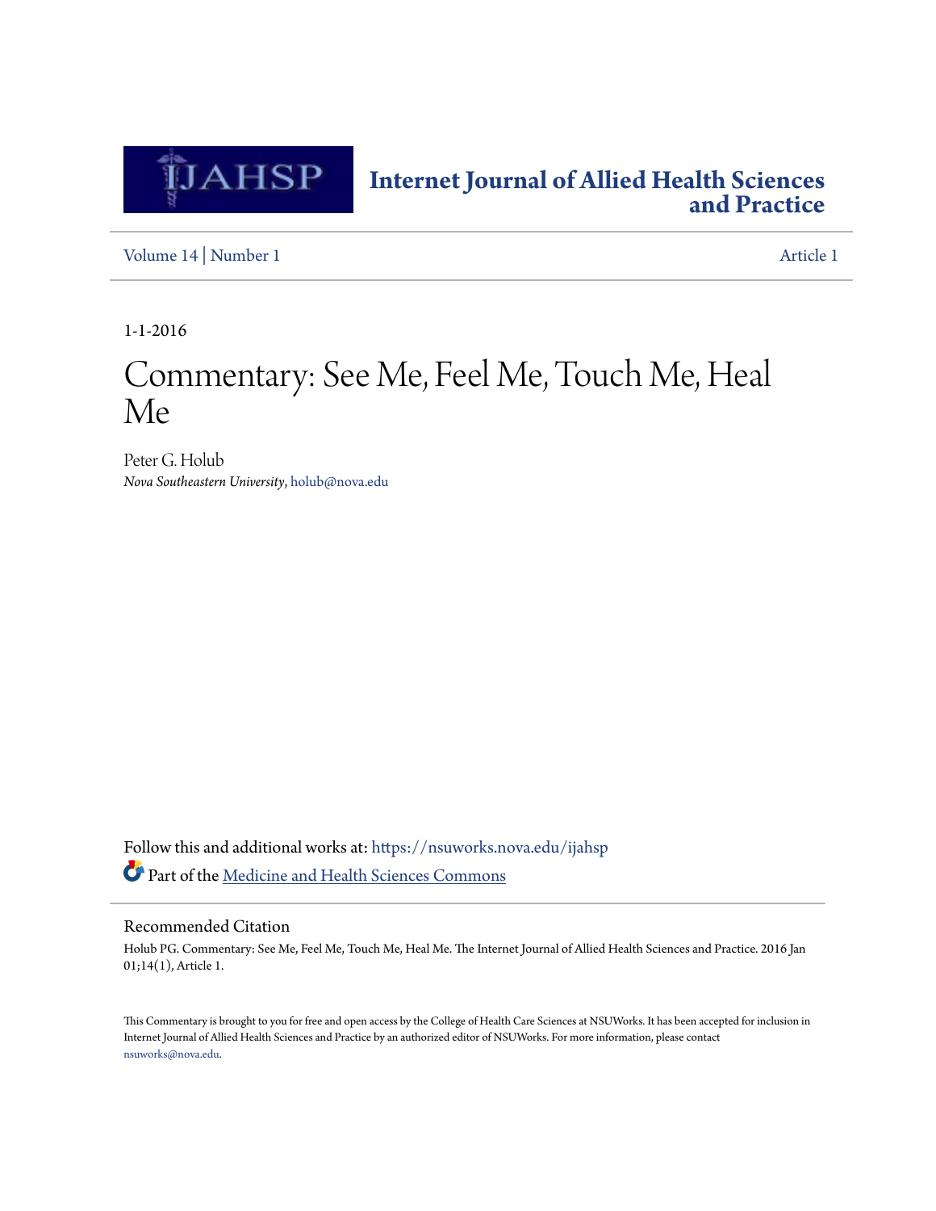# Internet Journal of Allied Health Sciences and Practice

Volume 14 | Number 1 Article 1

1-1-2016

# Commentary: See Me, Feel Me, Touch Me, Heal Me

Peter G. Holub
*Nova Southeastern University*, holub@nova.edu

Follow this and additional works at: https://nsuworks.nova.edu/ijahsp

Part of the Medicine and Health Sciences Commons

## Recommended Citation

Holub PG. Commentary: See Me, Feel Me, Touch Me, Heal Me. The Internet Journal of Allied Health Sciences and Practice. 2016 Jan 01;14(1), Article 1.

This Commentary is brought to you for free and open access by the College of Health Care Sciences at NSUWorks. It has been accepted for inclusion in Internet Journal of Allied Health Sciences and Practice by an authorized editor of NSUWorks. For more information, please contact nsuworks@nova.edu.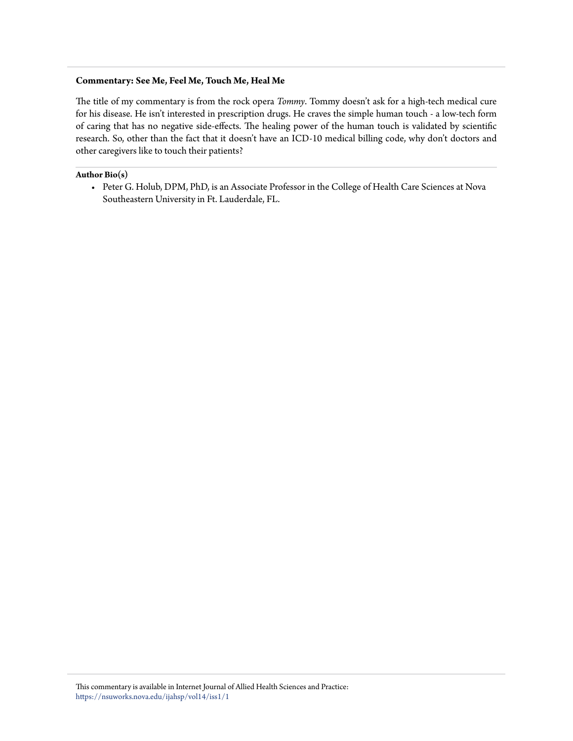**Commentary: See Me, Feel Me, Touch Me, Heal Me**

The title of my commentary is from the rock opera *Tommy*. Tommy doesn't ask for a high-tech medical cure for his disease. He isn't interested in prescription drugs. He craves the simple human touch - a low-tech form of caring that has no negative side-effects. The healing power of the human touch is validated by scientific research. So, other than the fact that it doesn't have an ICD-10 medical billing code, why don't doctors and other caregivers like to touch their patients?

**Author Bio(s)**

- Peter G. Holub, DPM, PhD, is an Associate Professor in the College of Health Care Sciences at Nova Southeastern University in Ft. Lauderdale, FL.

This commentary is available in Internet Journal of Allied Health Sciences and Practice: https://nsuworks.nova.edu/ijahsp/vol14/iss1/1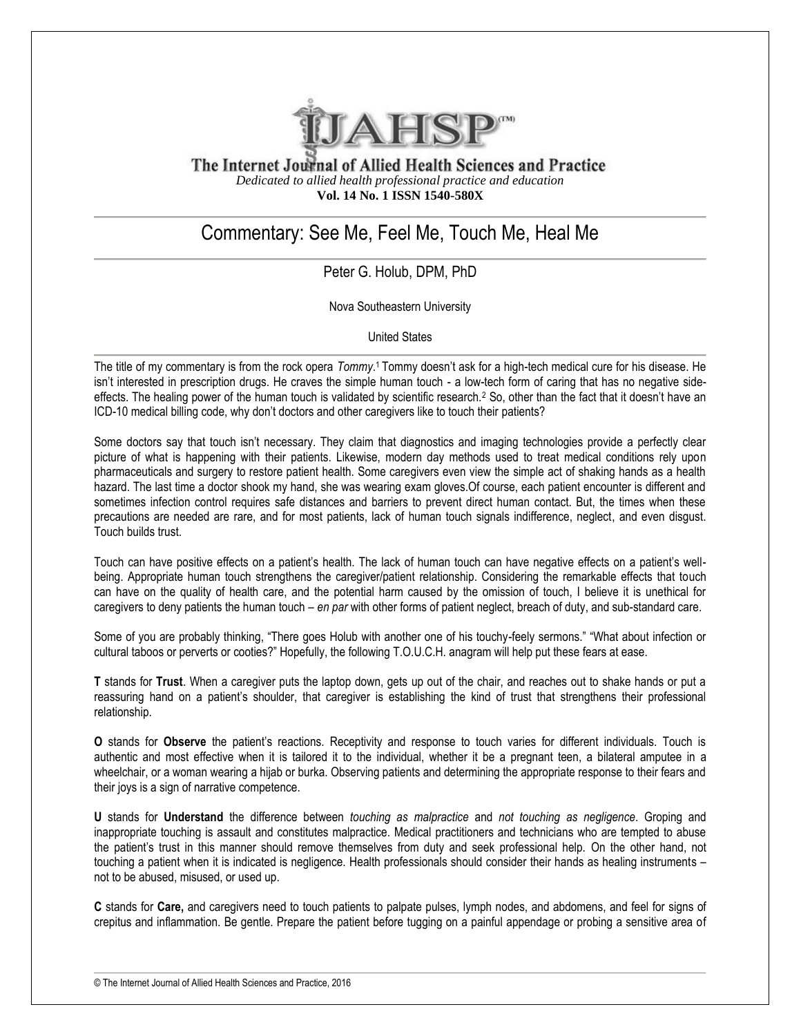The Internet Journal of Allied Health Sciences and Practice

*Dedicated to allied health professional practice and education*

**Vol. 14 No. 1 ISSN 1540-580X**

# Commentary: See Me, Feel Me, Touch Me, Heal Me

Peter G. Holub, DPM, PhD

Nova Southeastern University

United States

The title of my commentary is from the rock opera *Tommy*.[1] Tommy doesn't ask for a high-tech medical cure for his disease. He isn't interested in prescription drugs. He craves the simple human touch - a low-tech form of caring that has no negative side-effects. The healing power of the human touch is validated by scientific research.[2] So, other than the fact that it doesn't have an ICD-10 medical billing code, why don't doctors and other caregivers like to touch their patients?

Some doctors say that touch isn't necessary. They claim that diagnostics and imaging technologies provide a perfectly clear picture of what is happening with their patients. Likewise, modern day methods used to treat medical conditions rely upon pharmaceuticals and surgery to restore patient health. Some caregivers even view the simple act of shaking hands as a health hazard. The last time a doctor shook my hand, she was wearing exam gloves.Of course, each patient encounter is different and sometimes infection control requires safe distances and barriers to prevent direct human contact. But, the times when these precautions are needed are rare, and for most patients, lack of human touch signals indifference, neglect, and even disgust. Touch builds trust.

Touch can have positive effects on a patient's health. The lack of human touch can have negative effects on a patient's well-being. Appropriate human touch strengthens the caregiver/patient relationship. Considering the remarkable effects that touch can have on the quality of health care, and the potential harm caused by the omission of touch, I believe it is unethical for caregivers to deny patients the human touch – *en par* with other forms of patient neglect, breach of duty, and sub-standard care.

Some of you are probably thinking, "There goes Holub with another one of his touchy-feely sermons." "What about infection or cultural taboos or perverts or cooties?" Hopefully, the following T.O.U.C.H. anagram will help put these fears at ease.

**T** stands for **Trust**. When a caregiver puts the laptop down, gets up out of the chair, and reaches out to shake hands or put a reassuring hand on a patient's shoulder, that caregiver is establishing the kind of trust that strengthens their professional relationship.

**O** stands for **Observe** the patient's reactions. Receptivity and response to touch varies for different individuals. Touch is authentic and most effective when it is tailored it to the individual, whether it be a pregnant teen, a bilateral amputee in a wheelchair, or a woman wearing a hijab or burka. Observing patients and determining the appropriate response to their fears and their joys is a sign of narrative competence.

**U** stands for **Understand** the difference between *touching as malpractice* and *not touching as negligence*. Groping and inappropriate touching is assault and constitutes malpractice. Medical practitioners and technicians who are tempted to abuse the patient's trust in this manner should remove themselves from duty and seek professional help. On the other hand, not touching a patient when it is indicated is negligence. Health professionals should consider their hands as healing instruments – not to be abused, misused, or used up.

**C** stands for **Care,** and caregivers need to touch patients to palpate pulses, lymph nodes, and abdomens, and feel for signs of crepitus and inflammation. Be gentle. Prepare the patient before tugging on a painful appendage or probing a sensitive area of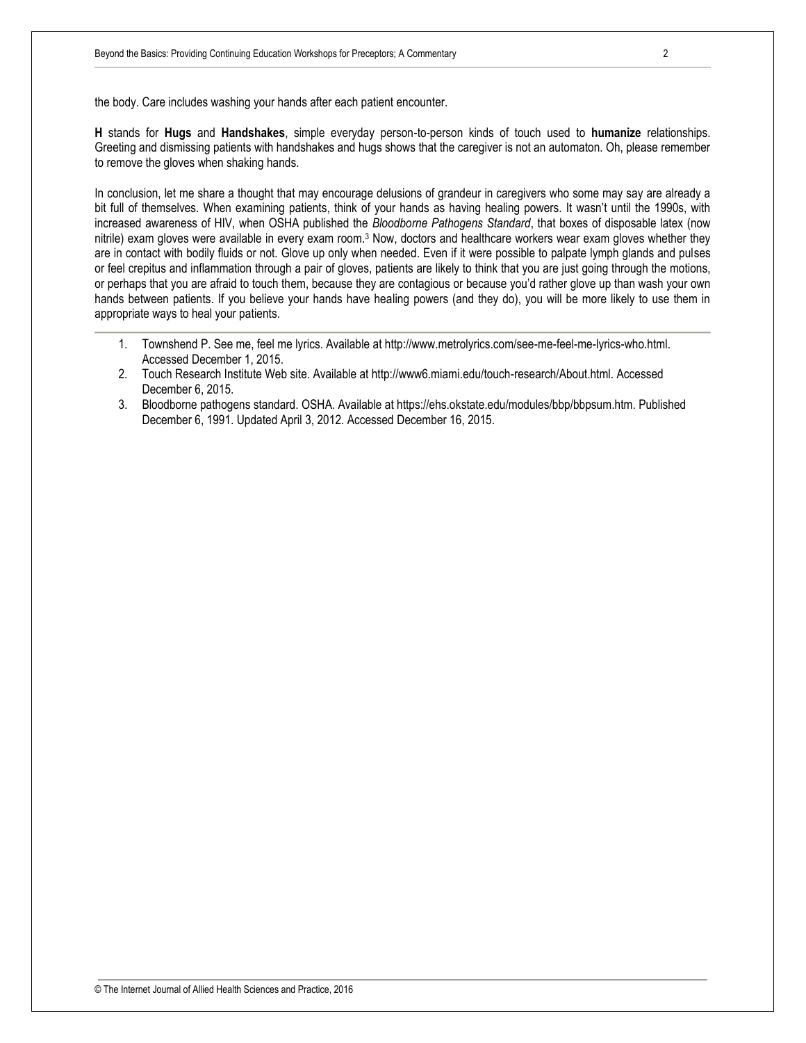the body. Care includes washing your hands after each patient encounter.

**H** stands for **Hugs** and **Handshakes**, simple everyday person-to-person kinds of touch used to **humanize** relationships. Greeting and dismissing patients with handshakes and hugs shows that the caregiver is not an automaton. Oh, please remember to remove the gloves when shaking hands.

In conclusion, let me share a thought that may encourage delusions of grandeur in caregivers who some may say are already a bit full of themselves. When examining patients, think of your hands as having healing powers. It wasn't until the 1990s, with increased awareness of HIV, when OSHA published the *Bloodborne Pathogens Standard*, that boxes of disposable latex (now nitrile) exam gloves were available in every exam room.[3] Now, doctors and healthcare workers wear exam gloves whether they are in contact with bodily fluids or not. Glove up only when needed. Even if it were possible to palpate lymph glands and pulses or feel crepitus and inflammation through a pair of gloves, patients are likely to think that you are just going through the motions, or perhaps that you are afraid to touch them, because they are contagious or because you'd rather glove up than wash your own hands between patients. If you believe your hands have healing powers (and they do), you will be more likely to use them in appropriate ways to heal your patients.

1. Townshend P. See me, feel me lyrics. Available at http://www.metrolyrics.com/see-me-feel-me-lyrics-who.html. Accessed December 1, 2015.
2. Touch Research Institute Web site. Available at http://www6.miami.edu/touch-research/About.html. Accessed December 6, 2015.
3. Bloodborne pathogens standard. OSHA. Available at https://ehs.okstate.edu/modules/bbp/bbpsum.htm. Published December 6, 1991. Updated April 3, 2012. Accessed December 16, 2015.